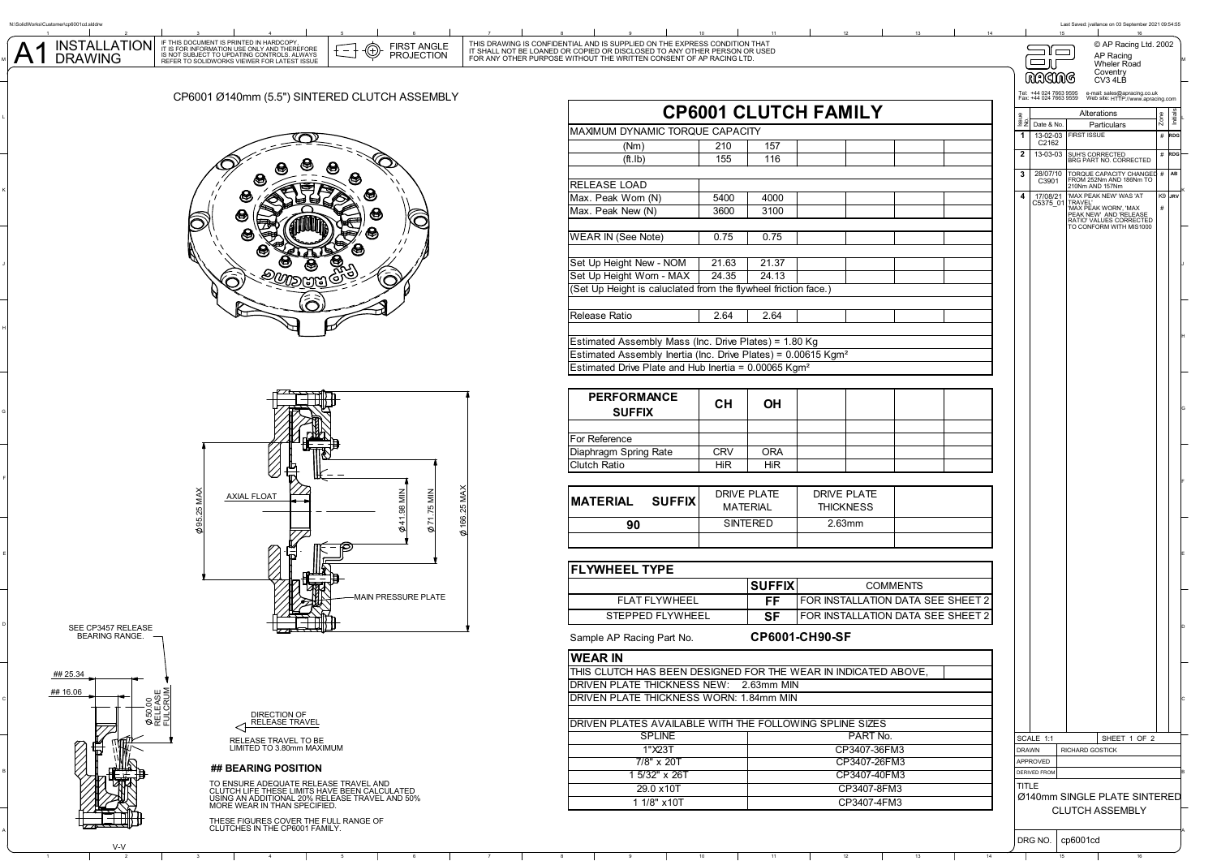# A1 INSTALLATION DRAWING

IF THIS DOCUMENT IS PRINTED IN HARDCOPY, IT IS FOR INFORMATION USE ONLY AND THEREFORE IS NOT SUBJECT TO UPDATING CONTROLS. ALWAYS REFER TO SOLIDWORKS VIEWER FOR LATEST ISSUE

FIRST ANGLE PROJECTION

THIS DRAWING IS CONFIDENTIAL AND IS SUPPLIED ON THE EXPRESS CONDITION THAT IT SHALL NOT BE LOANED OR COPIED OR DISCLOSED TO ANY OTHER PERSON OR USED FOR ANY OTHER PURPOSE WITHOUT THE WRITTEN CONSENT OF AP RACING LTD.

© AP Racing Ltd. 2002
AP Racing
Wheler Road
Coventry
CV3 4LB

Tel: +44 024 7663 9595 e-mail: sales@apracing.co.uk
Fax: +44 024 7663 9559 Web site: HTTP://www.apracing.com

## CP6001 Ø140mm (5.5") SINTERED CLUTCH ASSEMBLY

AXIAL FLOAT

Ø95.25 MAX

Ø41.98 MIN

Ø71.75 MIN

Ø166.25 MAX

MAIN PRESSURE PLATE

SEE CP3457 RELEASE BEARING RANGE.

## 25.34

## 16.06

Ø50.00 RELEASE FULCRUM

DIRECTION OF RELEASE TRAVEL

RELEASE TRAVEL TO BE LIMITED TO 3.80mm MAXIMUM

V-V

### ## BEARING POSITION

TO ENSURE ADEQUATE RELEASE TRAVEL AND CLUTCH LIFE THESE LIMITS HAVE BEEN CALCULATED USING AN ADDITIONAL 20% RELEASE TRAVEL AND 50% MORE WEAR IN THAN SPECIFIED.

THESE FIGURES COVER THE FULL RANGE OF CLUTCHES IN THE CP6001 FAMILY.

## CP6001 CLUTCH FAMILY

| MAXIMUM DYNAMIC TORQUE CAPACITY | | | | | |
|---|---|---|---|---|---|
| (Nm) | 210 | 157 | | | |
| (ft.lb) | 155 | 116 | | | |
| | | | | | |
| RELEASE LOAD | | | | | |
| Max. Peak Worn (N) | 5400 | 4000 | | | |
| Max. Peak New (N) | 3600 | 3100 | | | |
| | | | | | |
| WEAR IN (See Note) | 0.75 | 0.75 | | | |
| | | | | | |
| Set Up Height New - NOM | 21.63 | 21.37 | | | |
| Set Up Height Worn - MAX | 24.35 | 24.13 | | | |
| (Set Up Height is caluclated from the flywheel friction face.) | | | | | |
| | | | | | |
| Release Ratio | 2.64 | 2.64 | | | |
| | | | | | |
| Estimated Assembly Mass (Inc. Drive Plates) = 1.80 Kg | | | | | |
| Estimated Assembly Inertia (Inc. Drive Plates) = 0.00615 Kgm² | | | | | |
| Estimated Drive Plate and Hub Inertia = 0.00065 Kgm² | | | | | |

| PERFORMANCE SUFFIX | CH | OH | | | |
|---|---|---|---|---|---|
| | | | | | |
| For Reference | | | | | |
| Diaphragm Spring Rate | CRV | ORA | | | |
| Clutch Ratio | HiR | HiR | | | |

| MATERIAL SUFFIX | DRIVE PLATE MATERIAL | DRIVE PLATE THICKNESS | |
|---|---|---|---|
| 90 | SINTERED | 2.63mm | |
| | | | |

| FLYWHEEL TYPE | | |
|---|---|---|
| | SUFFIX | COMMENTS |
| FLAT FLYWHEEL | FF | FOR INSTALLATION DATA SEE SHEET 2 |
| STEPPED FLYWHEEL | SF | FOR INSTALLATION DATA SEE SHEET 2 |

Sample AP Racing Part No. **CP6001-CH90-SF**

### WEAR IN

THIS CLUTCH HAS BEEN DESIGNED FOR THE WEAR IN INDICATED ABOVE,

DRIVEN PLATE THICKNESS NEW: 2.63mm MIN

DRIVEN PLATE THICKNESS WORN: 1.84mm MIN

DRIVEN PLATES AVAILABLE WITH THE FOLLOWING SPLINE SIZES

| SPLINE | PART No. |
|---|---|
| 1"X23T | CP3407-36FM3 |
| 7/8" x 20T | CP3407-26FM3 |
| 1 5/32" x 26T | CP3407-40FM3 |
| 29.0 x10T | CP3407-8FM3 |
| 1 1/8" x10T | CP3407-4FM3 |

### Alterations

| Issue No. | Date & No. | Particulars | Zone | Initials |
|---|---|---|---|---|
| 1 | 13-02-03 C2162 | FIRST ISSUE | # | RDG |
| 2 | 13-03-03 | SUH'S CORRECTED BRG PART NO. CORRECTED | # | RDG |
| 3 | 28/07/10 C3901 | TORQUE CAPACITY CHANGED FROM 252Nm AND 186Nm TO 210Nm AND 157Nm | # | AB |
| 4 | 17/08/21 C5375_01 | 'MAX PEAK NEW' WAS 'AT TRAVEL'. 'MAX PEAK WORN', 'MAX PEAK NEW' AND 'RELEASE RATIO' VALUES CORRECTED TO CONFORM WITH MIS1000 | K9 # | JRV |

| | |
|---|---|
| SCALE 1:1 | SHEET 1 OF 2 |
| DRAWN | RICHARD GOSTICK |
| APPROVED | |
| DERIVED FROM | |
| TITLE | Ø140mm SINGLE PLATE SINTERED CLUTCH ASSEMBLY |
| DRG NO. | cp6001cd |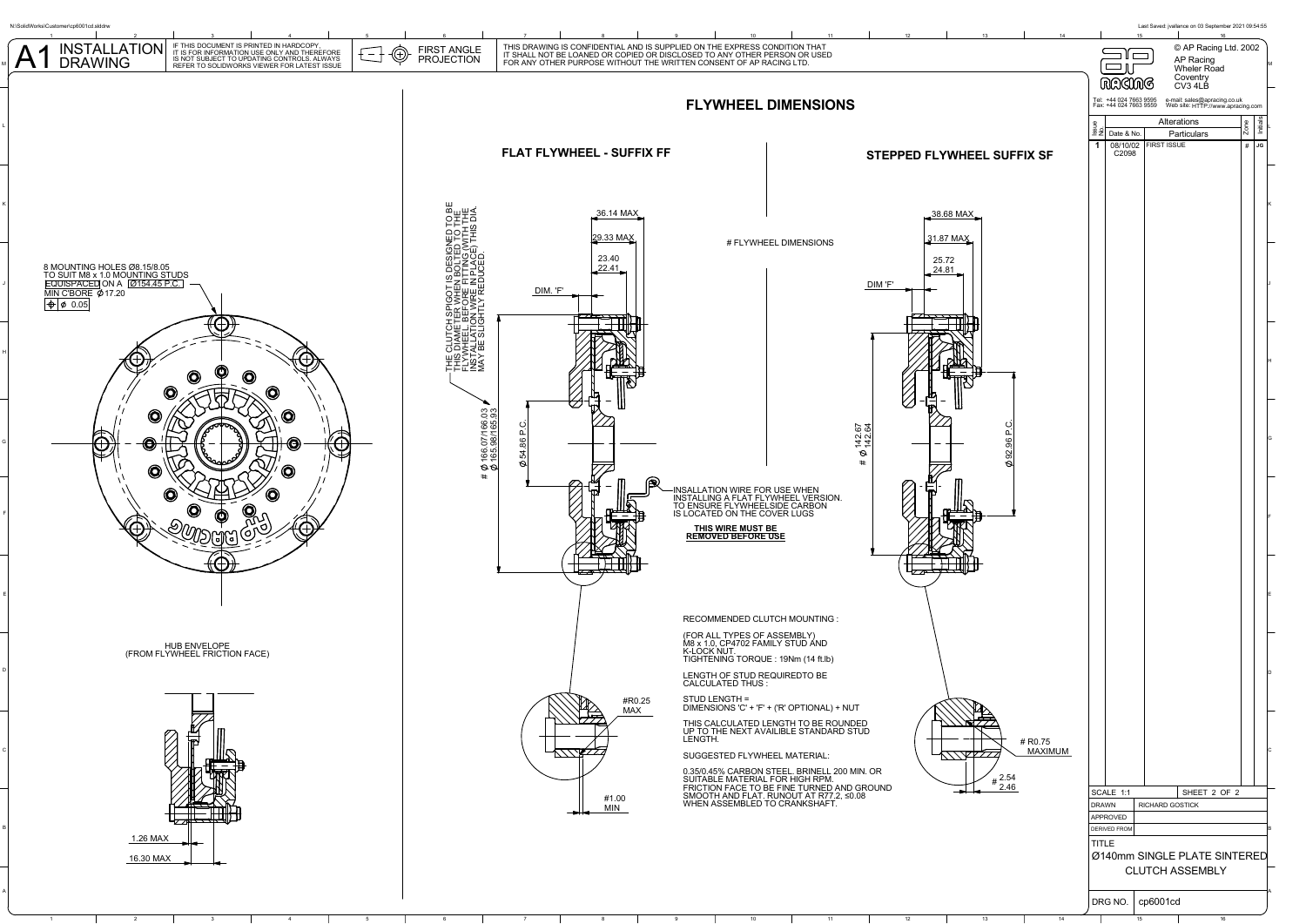# A1 INSTALLATION DRAWING

IF THIS DOCUMENT IS PRINTED IN HARDCOPY, IT IS FOR INFORMATION USE ONLY AND THEREFORE IS NOT SUBJECT TO UPDATING CONTROLS. ALWAYS REFER TO SOLIDWORKS VIEWER FOR LATEST ISSUE

FIRST ANGLE PROJECTION

THIS DRAWING IS CONFIDENTIAL AND IS SUPPLIED ON THE EXPRESS CONDITION THAT IT SHALL NOT BE LOANED OR COPIED OR DISCLOSED TO ANY OTHER PERSON OR USED FOR ANY OTHER PURPOSE WITHOUT THE WRITTEN CONSENT OF AP RACING LTD.

© AP Racing Ltd. 2002

AP Racing
Wheler Road
Coventry
CV3 4LB

Tel: +44 024 7663 9595 e-mail: sales@apracing.co.uk
Fax: +44 024 7663 9559 Web site: HTTP://www.apracing.com

## FLYWHEEL DIMENSIONS

8 MOUNTING HOLES Ø8.15/8.05
TO SUIT M8 x 1.0 MOUNTING STUDS
EQUISPACED ON A Ø154.45 P.C.
MIN C'BORE Ø17.20
⌖ Ø 0.05

HUB ENVELOPE
(FROM FLYWHEEL FRICTION FACE)

1.26 MAX
16.30 MAX

### FLAT FLYWHEEL - SUFFIX FF

THE CLUTCH SPIGOT IS DESIGNED TO BE THIS DIAMETER WHEN BOLTED TO THE FLYWHEEL BEFORE FITTING (WITH THE INSTALLATION WIRE IN PLACE) THIS DIA. MAY BE SLIGHTLY REDUCED.

36.14 MAX
29.33 MAX
23.40
22.41
DIM. 'F'
# Ø 166.07/166.03
Ø 165.98/165.93
Ø 54.86 P.C.

INSTALLATION WIRE FOR USE WHEN INSTALLING A FLAT FLYWHEEL VERSION. TO ENSURE FLYWHEELSIDE CARBON IS LOCATED ON THE COVER LUGS

**THIS WIRE MUST BE REMOVED BEFORE USE**

#R0.25
MAX
#1.00
MIN

# FLYWHEEL DIMENSIONS

### STEPPED FLYWHEEL SUFFIX SF

38.68 MAX
31.87 MAX
25.72
24.81
DIM 'F'
# Ø 142.67
142.64
Ø 92.96 P.C.

# R0.75
MAXIMUM
# 2.54
2.46

RECOMMENDED CLUTCH MOUNTING :

(FOR ALL TYPES OF ASSEMBLY)
M8 x 1.0, CP4702 FAMILY STUD AND K-LOCK NUT.
TIGHTENING TORQUE : 19Nm (14 ft.lb)

LENGTH OF STUD REQUIREDTO BE CALCULATED THUS :

STUD LENGTH =
DIMENSIONS 'C' + 'F' + ('R' OPTIONAL) + NUT

THIS CALCULATED LENGTH TO BE ROUNDED UP TO THE NEXT AVAILIBLE STANDARD STUD LENGTH.

SUGGESTED FLYWHEEL MATERIAL:

0.35/0.45% CARBON STEEL. BRINELL 200 MIN. OR SUITABLE MATERIAL FOR HIGH RPM.
FRICTION FACE TO BE FINE TURNED AND GROUND SMOOTH AND FLAT. RUNOUT AT R77.2, ≤0.08 WHEN ASSEMBLED TO CRANKSHAFT.

| Issue No. | Date & No. | Particulars | Zone | Initials |
|---|---|---|---|---|
| 1 | 08/10/02 C2098 | FIRST ISSUE | - | JG |

| | |
|---|---|
| SCALE 1:1 | SHEET 2 OF 2 |
| DRAWN | RICHARD GOSTICK |
| APPROVED | |
| DERIVED FROM | |
| TITLE | Ø140mm SINGLE PLATE SINTERED CLUTCH ASSEMBLY |
| DRG NO. | cp6001cd |